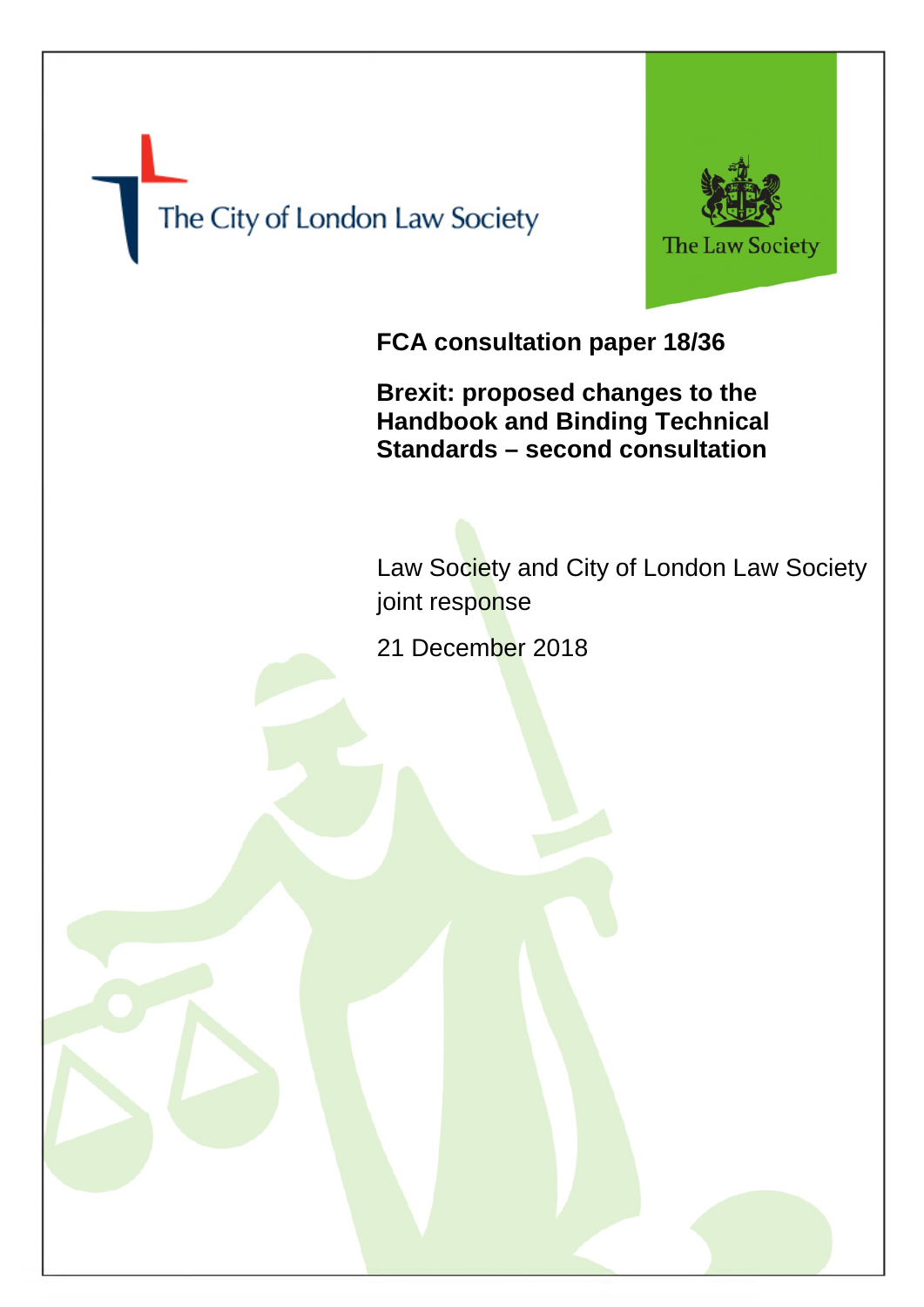The City of London Law Society

The Law Society

# FCA consultation paper 18/36

## Brexit: proposed changes to the Handbook and Binding Technical Standards – second consultation

Law Society and City of London Law Society joint response

21 December 2018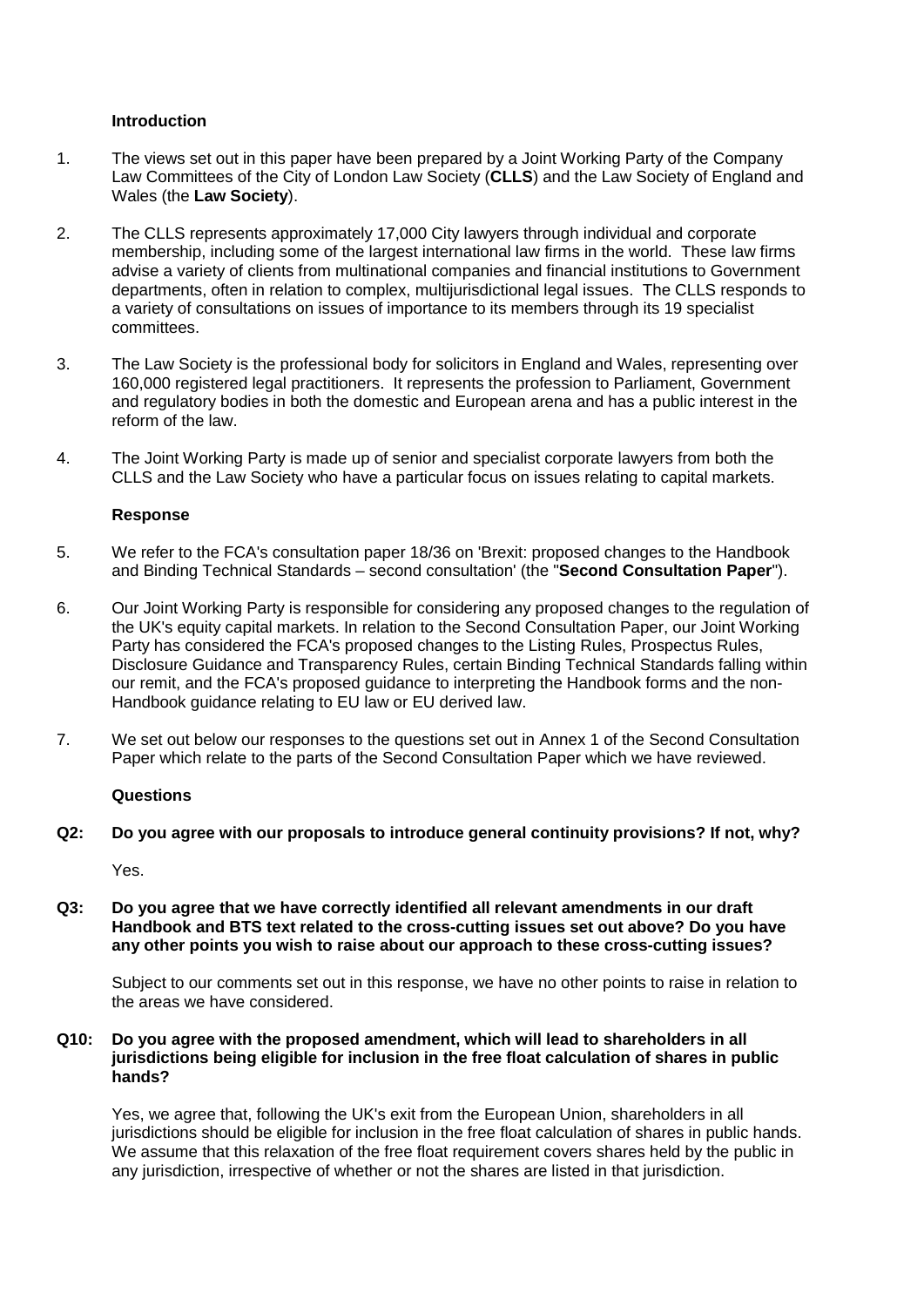### Introduction

1. The views set out in this paper have been prepared by a Joint Working Party of the Company Law Committees of the City of London Law Society (**CLLS**) and the Law Society of England and Wales (the **Law Society**).

2. The CLLS represents approximately 17,000 City lawyers through individual and corporate membership, including some of the largest international law firms in the world. These law firms advise a variety of clients from multinational companies and financial institutions to Government departments, often in relation to complex, multijurisdictional legal issues. The CLLS responds to a variety of consultations on issues of importance to its members through its 19 specialist committees.

3. The Law Society is the professional body for solicitors in England and Wales, representing over 160,000 registered legal practitioners. It represents the profession to Parliament, Government and regulatory bodies in both the domestic and European arena and has a public interest in the reform of the law.

4. The Joint Working Party is made up of senior and specialist corporate lawyers from both the CLLS and the Law Society who have a particular focus on issues relating to capital markets.

### Response

5. We refer to the FCA's consultation paper 18/36 on 'Brexit: proposed changes to the Handbook and Binding Technical Standards – second consultation' (the "**Second Consultation Paper**").

6. Our Joint Working Party is responsible for considering any proposed changes to the regulation of the UK's equity capital markets. In relation to the Second Consultation Paper, our Joint Working Party has considered the FCA's proposed changes to the Listing Rules, Prospectus Rules, Disclosure Guidance and Transparency Rules, certain Binding Technical Standards falling within our remit, and the FCA's proposed guidance to interpreting the Handbook forms and the non-Handbook guidance relating to EU law or EU derived law.

7. We set out below our responses to the questions set out in Annex 1 of the Second Consultation Paper which relate to the parts of the Second Consultation Paper which we have reviewed.

### Questions

**Q2: Do you agree with our proposals to introduce general continuity provisions? If not, why?**

Yes.

**Q3: Do you agree that we have correctly identified all relevant amendments in our draft Handbook and BTS text related to the cross-cutting issues set out above? Do you have any other points you wish to raise about our approach to these cross-cutting issues?**

Subject to our comments set out in this response, we have no other points to raise in relation to the areas we have considered.

**Q10: Do you agree with the proposed amendment, which will lead to shareholders in all jurisdictions being eligible for inclusion in the free float calculation of shares in public hands?**

Yes, we agree that, following the UK's exit from the European Union, shareholders in all jurisdictions should be eligible for inclusion in the free float calculation of shares in public hands. We assume that this relaxation of the free float requirement covers shares held by the public in any jurisdiction, irrespective of whether or not the shares are listed in that jurisdiction.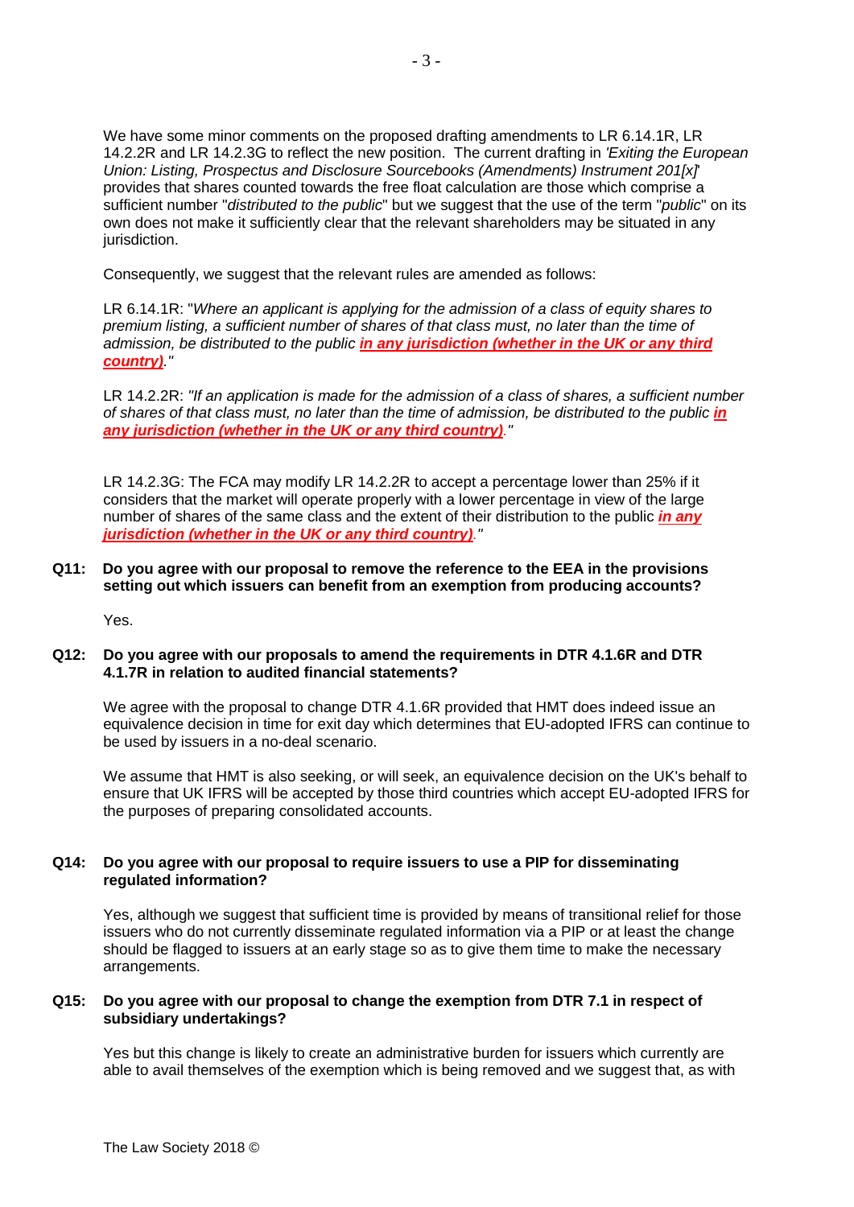We have some minor comments on the proposed drafting amendments to LR 6.14.1R, LR 14.2.2R and LR 14.2.3G to reflect the new position. The current drafting in *'Exiting the European Union: Listing, Prospectus and Disclosure Sourcebooks (Amendments) Instrument 201[x]'* provides that shares counted towards the free float calculation are those which comprise a sufficient number "*distributed to the public*" but we suggest that the use of the term "*public*" on its own does not make it sufficiently clear that the relevant shareholders may be situated in any jurisdiction.

Consequently, we suggest that the relevant rules are amended as follows:

LR 6.14.1R: "*Where an applicant is applying for the admission of a class of equity shares to premium listing, a sufficient number of shares of that class must, no later than the time of admission, be distributed to the public* ***in any jurisdiction (whether in the UK or any third country)****.*"

LR 14.2.2R: "*If an application is made for the admission of a class of shares, a sufficient number of shares of that class must, no later than the time of admission, be distributed to the public* ***in any jurisdiction (whether in the UK or any third country)****.*"

LR 14.2.3G: The FCA may modify LR 14.2.2R to accept a percentage lower than 25% if it considers that the market will operate properly with a lower percentage in view of the large number of shares of the same class and the extent of their distribution to the public ***in any jurisdiction (whether in the UK or any third country)****.*"

**Q11: Do you agree with our proposal to remove the reference to the EEA in the provisions setting out which issuers can benefit from an exemption from producing accounts?**

Yes.

**Q12: Do you agree with our proposals to amend the requirements in DTR 4.1.6R and DTR 4.1.7R in relation to audited financial statements?**

We agree with the proposal to change DTR 4.1.6R provided that HMT does indeed issue an equivalence decision in time for exit day which determines that EU-adopted IFRS can continue to be used by issuers in a no-deal scenario.

We assume that HMT is also seeking, or will seek, an equivalence decision on the UK's behalf to ensure that UK IFRS will be accepted by those third countries which accept EU-adopted IFRS for the purposes of preparing consolidated accounts.

**Q14: Do you agree with our proposal to require issuers to use a PIP for disseminating regulated information?**

Yes, although we suggest that sufficient time is provided by means of transitional relief for those issuers who do not currently disseminate regulated information via a PIP or at least the change should be flagged to issuers at an early stage so as to give them time to make the necessary arrangements.

**Q15: Do you agree with our proposal to change the exemption from DTR 7.1 in respect of subsidiary undertakings?**

Yes but this change is likely to create an administrative burden for issuers which currently are able to avail themselves of the exemption which is being removed and we suggest that, as with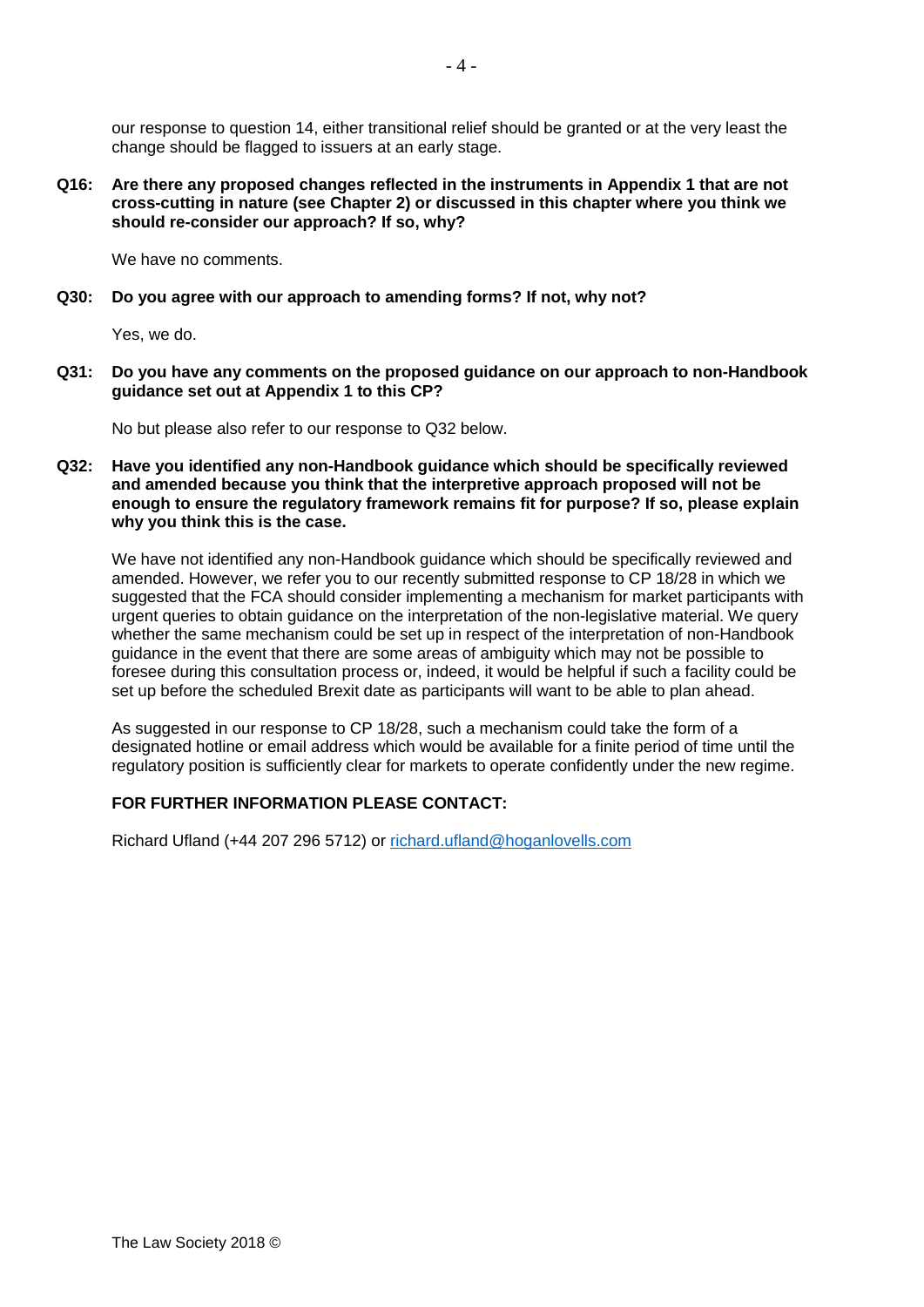our response to question 14, either transitional relief should be granted or at the very least the change should be flagged to issuers at an early stage.

**Q16: Are there any proposed changes reflected in the instruments in Appendix 1 that are not cross-cutting in nature (see Chapter 2) or discussed in this chapter where you think we should re-consider our approach? If so, why?**

We have no comments.

**Q30: Do you agree with our approach to amending forms? If not, why not?**

Yes, we do.

**Q31: Do you have any comments on the proposed guidance on our approach to non-Handbook guidance set out at Appendix 1 to this CP?**

No but please also refer to our response to Q32 below.

**Q32: Have you identified any non-Handbook guidance which should be specifically reviewed and amended because you think that the interpretive approach proposed will not be enough to ensure the regulatory framework remains fit for purpose? If so, please explain why you think this is the case.**

We have not identified any non-Handbook guidance which should be specifically reviewed and amended. However, we refer you to our recently submitted response to CP 18/28 in which we suggested that the FCA should consider implementing a mechanism for market participants with urgent queries to obtain guidance on the interpretation of the non-legislative material. We query whether the same mechanism could be set up in respect of the interpretation of non-Handbook guidance in the event that there are some areas of ambiguity which may not be possible to foresee during this consultation process or, indeed, it would be helpful if such a facility could be set up before the scheduled Brexit date as participants will want to be able to plan ahead.

As suggested in our response to CP 18/28, such a mechanism could take the form of a designated hotline or email address which would be available for a finite period of time until the regulatory position is sufficiently clear for markets to operate confidently under the new regime.

**FOR FURTHER INFORMATION PLEASE CONTACT:**

Richard Ufland (+44 207 296 5712) or richard.ufland@hoganlovells.com